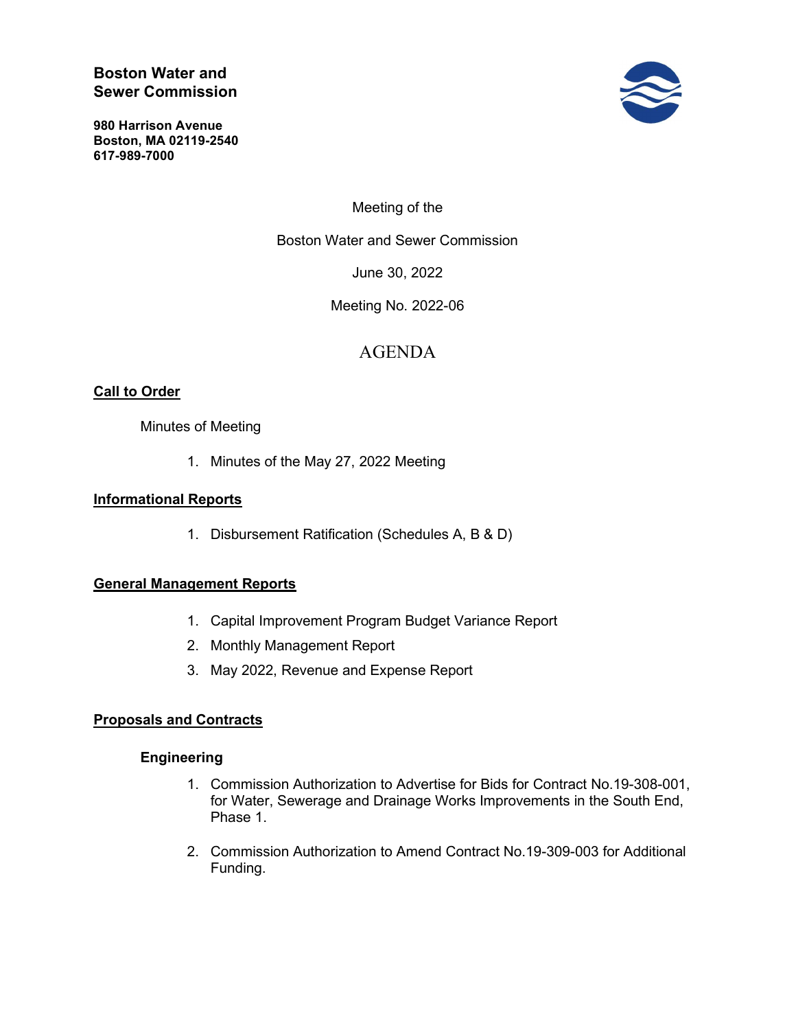**Boston Water and Sewer Commission**

**980 Harrison Avenue**
**Boston, MA 02119-2540**
**617-989-7000**

Meeting of the

Boston Water and Sewer Commission

June 30, 2022

Meeting No. 2022-06

# AGENDA

## Call to Order

Minutes of Meeting

1. Minutes of the May 27, 2022 Meeting

## Informational Reports

1. Disbursement Ratification (Schedules A, B & D)

## General Management Reports

1. Capital Improvement Program Budget Variance Report
2. Monthly Management Report
3. May 2022, Revenue and Expense Report

## Proposals and Contracts

### Engineering

1. Commission Authorization to Advertise for Bids for Contract No.19-308-001, for Water, Sewerage and Drainage Works Improvements in the South End, Phase 1.

2. Commission Authorization to Amend Contract No.19-309-003 for Additional Funding.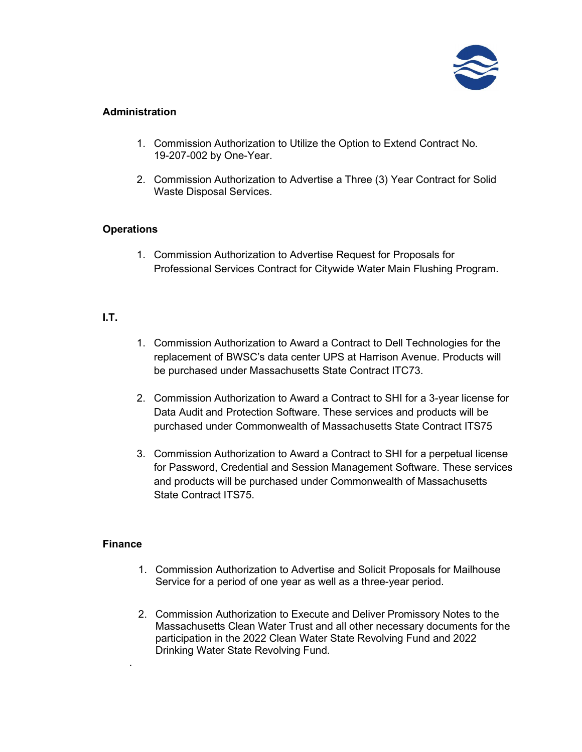## Administration

1. Commission Authorization to Utilize the Option to Extend Contract No. 19-207-002 by One-Year.

2. Commission Authorization to Advertise a Three (3) Year Contract for Solid Waste Disposal Services.

## Operations

1. Commission Authorization to Advertise Request for Proposals for Professional Services Contract for Citywide Water Main Flushing Program.

## I.T.

1. Commission Authorization to Award a Contract to Dell Technologies for the replacement of BWSC's data center UPS at Harrison Avenue. Products will be purchased under Massachusetts State Contract ITC73.

2. Commission Authorization to Award a Contract to SHI for a 3-year license for Data Audit and Protection Software. These services and products will be purchased under Commonwealth of Massachusetts State Contract ITS75

3. Commission Authorization to Award a Contract to SHI for a perpetual license for Password, Credential and Session Management Software. These services and products will be purchased under Commonwealth of Massachusetts State Contract ITS75.

## Finance

1. Commission Authorization to Advertise and Solicit Proposals for Mailhouse Service for a period of one year as well as a three-year period.

2. Commission Authorization to Execute and Deliver Promissory Notes to the Massachusetts Clean Water Trust and all other necessary documents for the participation in the 2022 Clean Water State Revolving Fund and 2022 Drinking Water State Revolving Fund.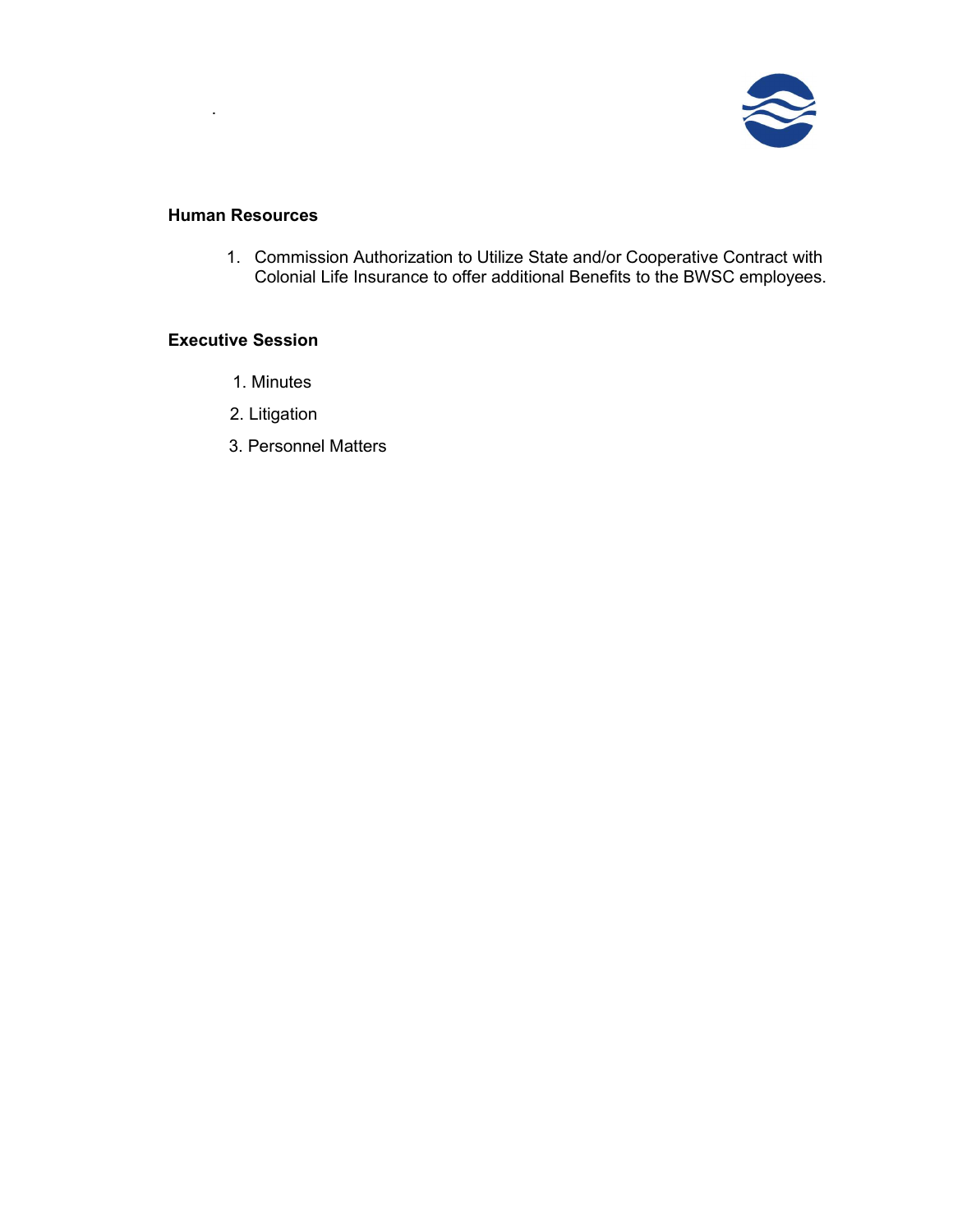## Human Resources

1. Commission Authorization to Utilize State and/or Cooperative Contract with Colonial Life Insurance to offer additional Benefits to the BWSC employees.

## Executive Session

1. Minutes
2. Litigation
3. Personnel Matters